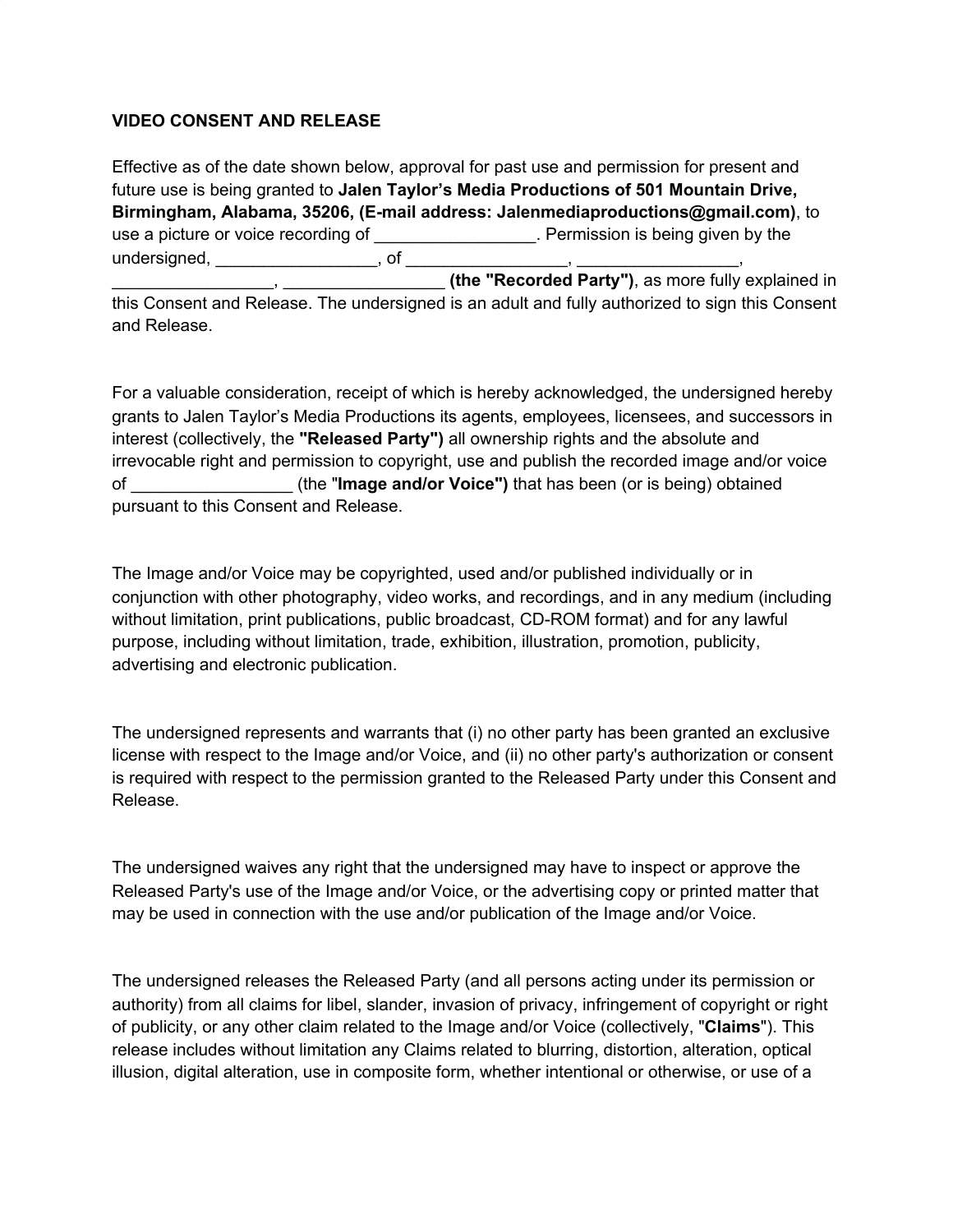**VIDEO CONSENT AND RELEASE**

Effective as of the date shown below, approval for past use and permission for present and future use is being granted to **Jalen Taylor's Media Productions of 501 Mountain Drive, Birmingham, Alabama, 35206, (E-mail address: Jalenmediaproductions@gmail.com)**, to use a picture or voice recording of _________________. Permission is being given by the undersigned, _________________, of _________________, _________________, _________________, _________________ **(the "Recorded Party")**, as more fully explained in this Consent and Release. The undersigned is an adult and fully authorized to sign this Consent and Release.

For a valuable consideration, receipt of which is hereby acknowledged, the undersigned hereby grants to Jalen Taylor's Media Productions its agents, employees, licensees, and successors in interest (collectively, the **"Released Party")** all ownership rights and the absolute and irrevocable right and permission to copyright, use and publish the recorded image and/or voice of _________________ (the "**Image and/or Voice")** that has been (or is being) obtained pursuant to this Consent and Release.

The Image and/or Voice may be copyrighted, used and/or published individually or in conjunction with other photography, video works, and recordings, and in any medium (including without limitation, print publications, public broadcast, CD-ROM format) and for any lawful purpose, including without limitation, trade, exhibition, illustration, promotion, publicity, advertising and electronic publication.

The undersigned represents and warrants that (i) no other party has been granted an exclusive license with respect to the Image and/or Voice, and (ii) no other party's authorization or consent is required with respect to the permission granted to the Released Party under this Consent and Release.

The undersigned waives any right that the undersigned may have to inspect or approve the Released Party's use of the Image and/or Voice, or the advertising copy or printed matter that may be used in connection with the use and/or publication of the Image and/or Voice.

The undersigned releases the Released Party (and all persons acting under its permission or authority) from all claims for libel, slander, invasion of privacy, infringement of copyright or right of publicity, or any other claim related to the Image and/or Voice (collectively, "**Claims**"). This release includes without limitation any Claims related to blurring, distortion, alteration, optical illusion, digital alteration, use in composite form, whether intentional or otherwise, or use of a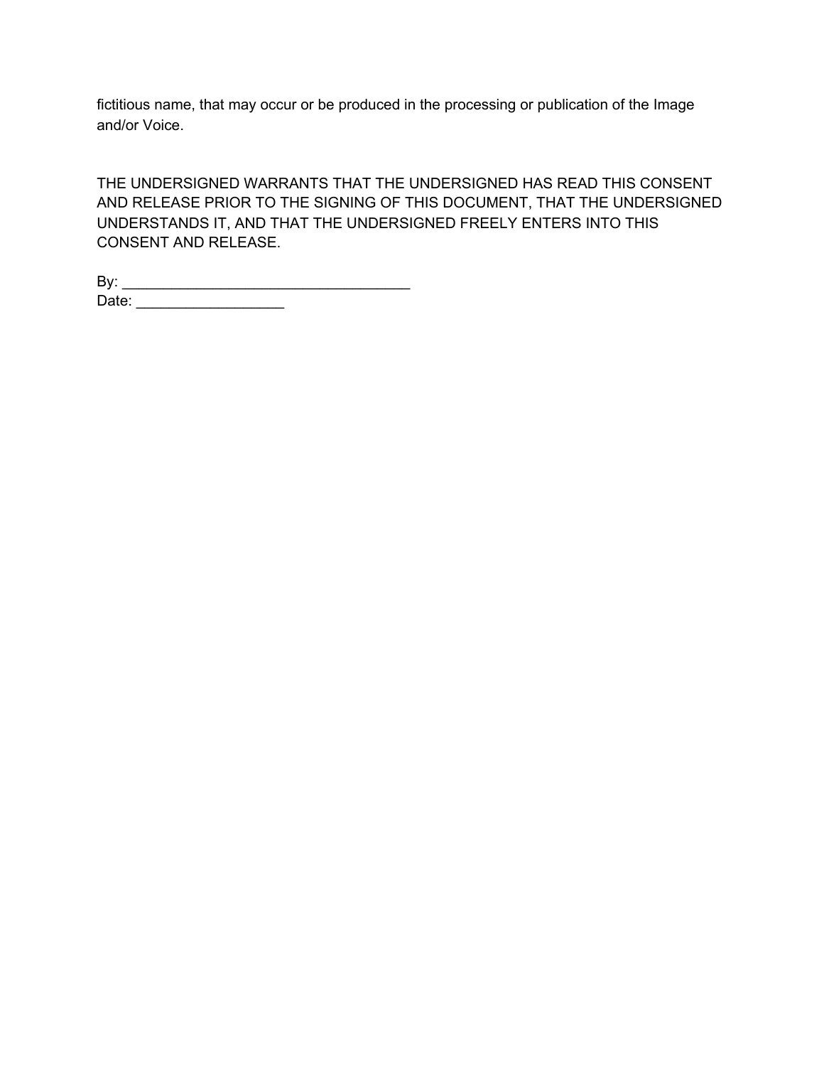fictitious name, that may occur or be produced in the processing or publication of the Image and/or Voice.

THE UNDERSIGNED WARRANTS THAT THE UNDERSIGNED HAS READ THIS CONSENT AND RELEASE PRIOR TO THE SIGNING OF THIS DOCUMENT, THAT THE UNDERSIGNED UNDERSTANDS IT, AND THAT THE UNDERSIGNED FREELY ENTERS INTO THIS CONSENT AND RELEASE.

By: ___________________________________

Date: __________________